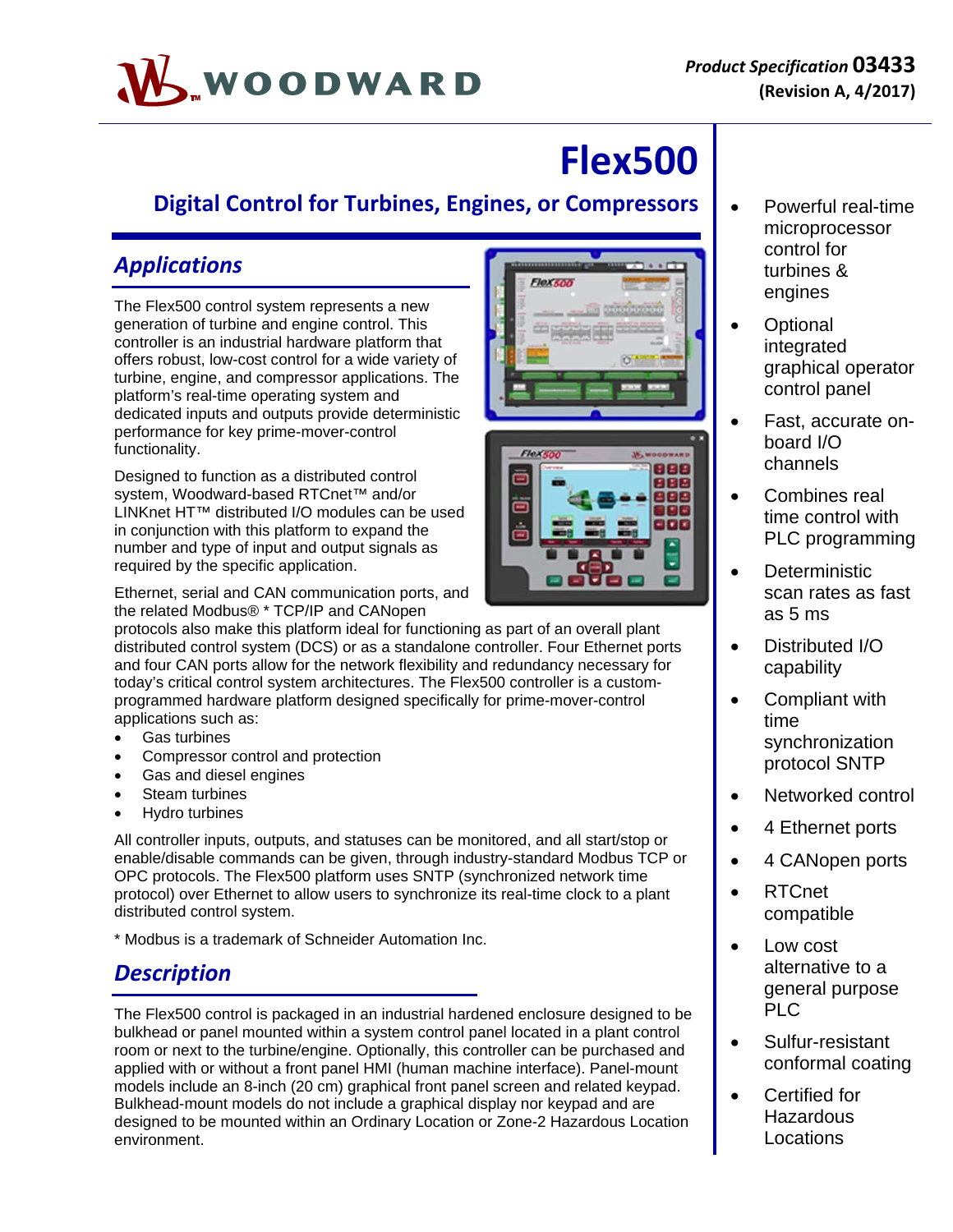WOODWARD

***Product Specification* 03433**
**(Revision A, 4/2017)**

# Flex500

## Digital Control for Turbines, Engines, or Compressors

### *Applications*

The Flex500 control system represents a new generation of turbine and engine control. This controller is an industrial hardware platform that offers robust, low-cost control for a wide variety of turbine, engine, and compressor applications. The platform's real-time operating system and dedicated inputs and outputs provide deterministic performance for key prime-mover-control functionality.

Designed to function as a distributed control system, Woodward-based RTCnet™ and/or LINKnet HT™ distributed I/O modules can be used in conjunction with this platform to expand the number and type of input and output signals as required by the specific application.

Ethernet, serial and CAN communication ports, and the related Modbus® * TCP/IP and CANopen protocols also make this platform ideal for functioning as part of an overall plant distributed control system (DCS) or as a standalone controller. Four Ethernet ports and four CAN ports allow for the network flexibility and redundancy necessary for today's critical control system architectures. The Flex500 controller is a custom-programmed hardware platform designed specifically for prime-mover-control applications such as:

- Gas turbines
- Compressor control and protection
- Gas and diesel engines
- Steam turbines
- Hydro turbines

All controller inputs, outputs, and statuses can be monitored, and all start/stop or enable/disable commands can be given, through industry-standard Modbus TCP or OPC protocols. The Flex500 platform uses SNTP (synchronized network time protocol) over Ethernet to allow users to synchronize its real-time clock to a plant distributed control system.

* Modbus is a trademark of Schneider Automation Inc.

### *Description*

The Flex500 control is packaged in an industrial hardened enclosure designed to be bulkhead or panel mounted within a system control panel located in a plant control room or next to the turbine/engine. Optionally, this controller can be purchased and applied with or without a front panel HMI (human machine interface). Panel-mount models include an 8-inch (20 cm) graphical front panel screen and related keypad. Bulkhead-mount models do not include a graphical display nor keypad and are designed to be mounted within an Ordinary Location or Zone-2 Hazardous Location environment.

- Powerful real-time microprocessor control for turbines & engines
- Optional integrated graphical operator control panel
- Fast, accurate on-board I/O channels
- Combines real time control with PLC programming
- Deterministic scan rates as fast as 5 ms
- Distributed I/O capability
- Compliant with time synchronization protocol SNTP
- Networked control
- 4 Ethernet ports
- 4 CANopen ports
- RTCnet compatible
- Low cost alternative to a general purpose PLC
- Sulfur-resistant conformal coating
- Certified for Hazardous Locations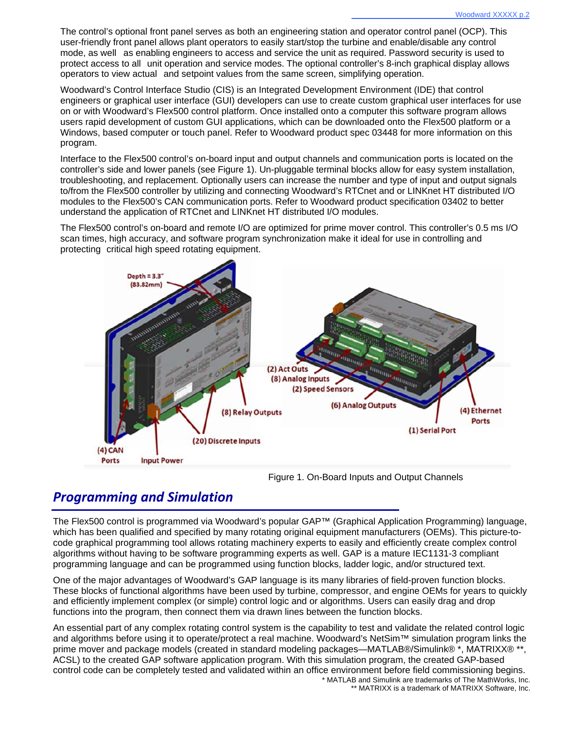The control's optional front panel serves as both an engineering station and operator control panel (OCP). This user-friendly front panel allows plant operators to easily start/stop the turbine and enable/disable any control mode, as well as enabling engineers to access and service the unit as required. Password security is used to protect access to all unit operation and service modes. The optional controller's 8-inch graphical display allows operators to view actual and setpoint values from the same screen, simplifying operation.

Woodward's Control Interface Studio (CIS) is an Integrated Development Environment (IDE) that control engineers or graphical user interface (GUI) developers can use to create custom graphical user interfaces for use on or with Woodward's Flex500 control platform. Once installed onto a computer this software program allows users rapid development of custom GUI applications, which can be downloaded onto the Flex500 platform or a Windows, based computer or touch panel. Refer to Woodward product spec 03448 for more information on this program.

Interface to the Flex500 control's on-board input and output channels and communication ports is located on the controller's side and lower panels (see Figure 1). Un-pluggable terminal blocks allow for easy system installation, troubleshooting, and replacement. Optionally users can increase the number and type of input and output signals to/from the Flex500 controller by utilizing and connecting Woodward's RTCnet and or LINKnet HT distributed I/O modules to the Flex500's CAN communication ports. Refer to Woodward product specification 03402 to better understand the application of RTCnet and LINKnet HT distributed I/O modules.

The Flex500 control's on-board and remote I/O are optimized for prime mover control. This controller's 0.5 ms I/O scan times, high accuracy, and software program synchronization make it ideal for use in controlling and protecting critical high speed rotating equipment.

Depth = 3.3" (83.82mm)

(2) Act Outs
(8) Analog Inputs
(2) Speed Sensors
(6) Analog Outputs
(4) Ethernet Ports
(1) Serial Port
(8) Relay Outputs
(20) Discrete Inputs
(4) CAN Ports
Input Power

Figure 1. On-Board Inputs and Output Channels

## *Programming and Simulation*

The Flex500 control is programmed via Woodward's popular GAP™ (Graphical Application Programming) language, which has been qualified and specified by many rotating original equipment manufacturers (OEMs). This picture-to-code graphical programming tool allows rotating machinery experts to easily and efficiently create complex control algorithms without having to be software programming experts as well. GAP is a mature IEC1131-3 compliant programming language and can be programmed using function blocks, ladder logic, and/or structured text.

One of the major advantages of Woodward's GAP language is its many libraries of field-proven function blocks. These blocks of functional algorithms have been used by turbine, compressor, and engine OEMs for years to quickly and efficiently implement complex (or simple) control logic and or algorithms. Users can easily drag and drop functions into the program, then connect them via drawn lines between the function blocks.

An essential part of any complex rotating control system is the capability to test and validate the related control logic and algorithms before using it to operate/protect a real machine. Woodward's NetSim™ simulation program links the prime mover and package models (created in standard modeling packages—MATLAB®/Simulink® *, MATRIXX® **, ACSL) to the created GAP software application program. With this simulation program, the created GAP-based control code can be completely tested and validated within an office environment before field commissioning begins.

* MATLAB and Simulink are trademarks of The MathWorks, Inc.
** MATRIXX is a trademark of MATRIXX Software, Inc.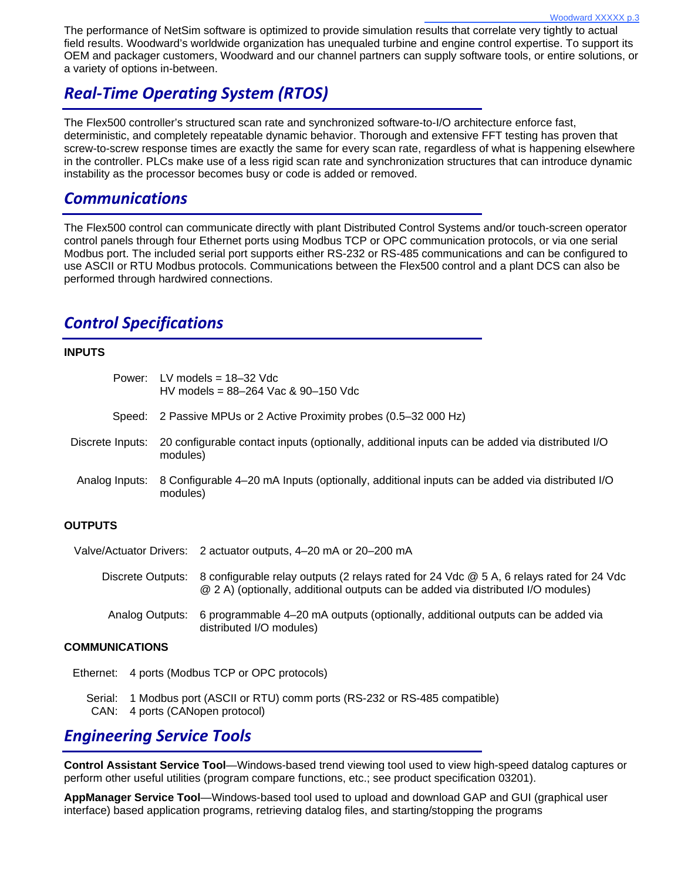The performance of NetSim software is optimized to provide simulation results that correlate very tightly to actual field results. Woodward's worldwide organization has unequaled turbine and engine control expertise. To support its OEM and packager customers, Woodward and our channel partners can supply software tools, or entire solutions, or a variety of options in-between.

## Real-Time Operating System (RTOS)

The Flex500 controller's structured scan rate and synchronized software-to-I/O architecture enforce fast, deterministic, and completely repeatable dynamic behavior. Thorough and extensive FFT testing has proven that screw-to-screw response times are exactly the same for every scan rate, regardless of what is happening elsewhere in the controller. PLCs make use of a less rigid scan rate and synchronization structures that can introduce dynamic instability as the processor becomes busy or code is added or removed.

## Communications

The Flex500 control can communicate directly with plant Distributed Control Systems and/or touch-screen operator control panels through four Ethernet ports using Modbus TCP or OPC communication protocols, or via one serial Modbus port. The included serial port supports either RS-232 or RS-485 communications and can be configured to use ASCII or RTU Modbus protocols. Communications between the Flex500 control and a plant DCS can also be performed through hardwired connections.

## Control Specifications

**INPUTS**

| | |
|---|---|
| Power: | LV models = 18–32 Vdc<br>HV models = 88–264 Vac & 90–150 Vdc |
| Speed: | 2 Passive MPUs or 2 Active Proximity probes (0.5–32 000 Hz) |
| Discrete Inputs: | 20 configurable contact inputs (optionally, additional inputs can be added via distributed I/O modules) |
| Analog Inputs: | 8 Configurable 4–20 mA Inputs (optionally, additional inputs can be added via distributed I/O modules) |

**OUTPUTS**

| | |
|---|---|
| Valve/Actuator Drivers: | 2 actuator outputs, 4–20 mA or 20–200 mA |
| Discrete Outputs: | 8 configurable relay outputs (2 relays rated for 24 Vdc @ 5 A, 6 relays rated for 24 Vdc @ 2 A) (optionally, additional outputs can be added via distributed I/O modules) |
| Analog Outputs: | 6 programmable 4–20 mA outputs (optionally, additional outputs can be added via distributed I/O modules) |

**COMMUNICATIONS**

| | |
|---|---|
| Ethernet: | 4 ports (Modbus TCP or OPC protocols) |
| Serial: | 1 Modbus port (ASCII or RTU) comm ports (RS-232 or RS-485 compatible) |
| CAN: | 4 ports (CANopen protocol) |

## Engineering Service Tools

**Control Assistant Service Tool**—Windows-based trend viewing tool used to view high-speed datalog captures or perform other useful utilities (program compare functions, etc.; see product specification 03201).

**AppManager Service Tool**—Windows-based tool used to upload and download GAP and GUI (graphical user interface) based application programs, retrieving datalog files, and starting/stopping the programs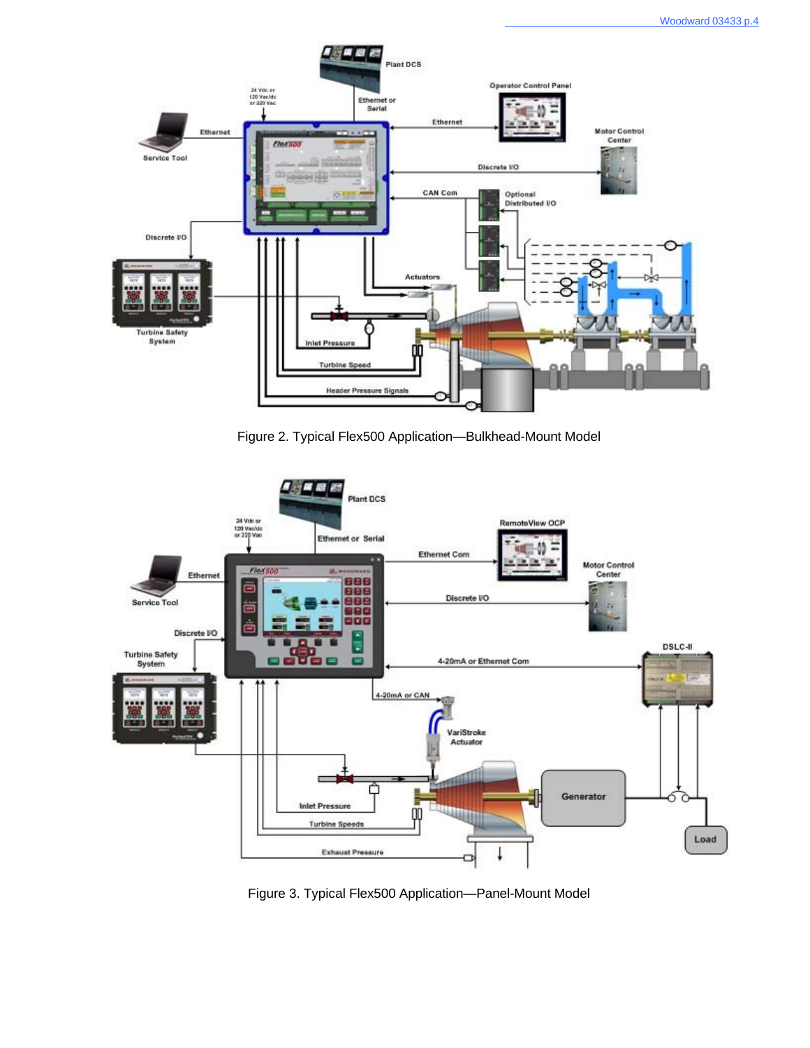Figure 2. Typical Flex500 Application—Bulkhead-Mount Model

Figure 3. Typical Flex500 Application—Panel-Mount Model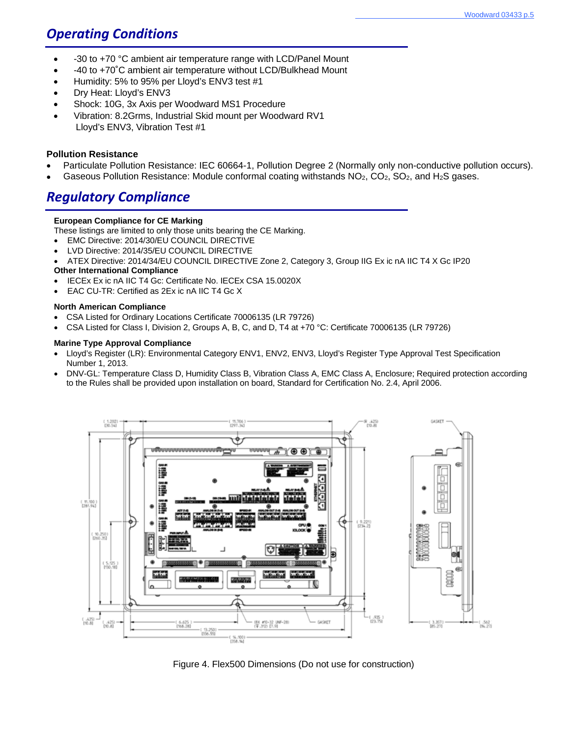## Operating Conditions

- -30 to +70 °C ambient air temperature range with LCD/Panel Mount
- -40 to +70˚C ambient air temperature without LCD/Bulkhead Mount
- Humidity: 5% to 95% per Lloyd's ENV3 test #1
- Dry Heat: Lloyd's ENV3
- Shock: 10G, 3x Axis per Woodward MS1 Procedure
- Vibration: 8.2Grms, Industrial Skid mount per Woodward RV1
  Lloyd's ENV3, Vibration Test #1

**Pollution Resistance**

- Particulate Pollution Resistance: IEC 60664-1, Pollution Degree 2 (Normally only non-conductive pollution occurs).
- Gaseous Pollution Resistance: Module conformal coating withstands $NO_2$, $CO_2$, $SO_2$, and $H_2S$ gases.

## Regulatory Compliance

**European Compliance for CE Marking**

These listings are limited to only those units bearing the CE Marking.

- EMC Directive: 2014/30/EU COUNCIL DIRECTIVE
- LVD Directive: 2014/35/EU COUNCIL DIRECTIVE
- ATEX Directive: 2014/34/EU COUNCIL DIRECTIVE Zone 2, Category 3, Group IIG Ex ic nA IIC T4 X Gc IP20

**Other International Compliance**

- IECEx Ex ic nA IIC T4 Gc: Certificate No. IECEx CSA 15.0020X
- EAC CU-TR: Certified as 2Ex ic nA IIC T4 Gc X

**North American Compliance**

- CSA Listed for Ordinary Locations Certificate 70006135 (LR 79726)
- CSA Listed for Class I, Division 2, Groups A, B, C, and D, T4 at +70 °C: Certificate 70006135 (LR 79726)

**Marine Type Approval Compliance**

- Lloyd's Register (LR): Environmental Category ENV1, ENV2, ENV3, Lloyd's Register Type Approval Test Specification Number 1, 2013.
- DNV-GL: Temperature Class D, Humidity Class B, Vibration Class A, EMC Class A, Enclosure; Required protection according to the Rules shall be provided upon installation on board, Standard for Certification No. 2.4, April 2006.

Figure 4. Flex500 Dimensions (Do not use for construction)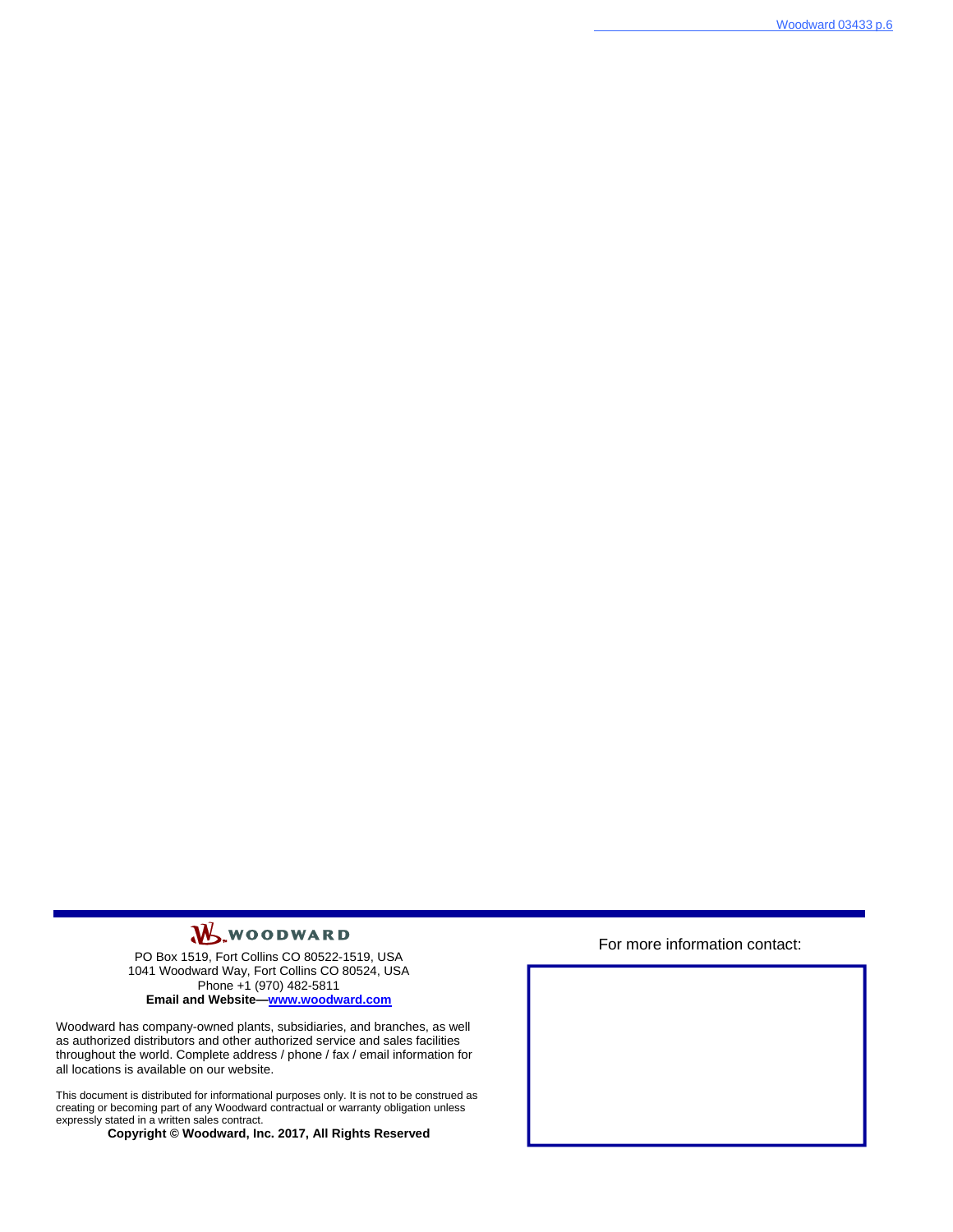**WOODWARD**

PO Box 1519, Fort Collins CO 80522-1519, USA
1041 Woodward Way, Fort Collins CO 80524, USA
Phone +1 (970) 482-5811
**Email and Website—www.woodward.com**

Woodward has company-owned plants, subsidiaries, and branches, as well as authorized distributors and other authorized service and sales facilities throughout the world. Complete address / phone / fax / email information for all locations is available on our website.

This document is distributed for informational purposes only. It is not to be construed as creating or becoming part of any Woodward contractual or warranty obligation unless expressly stated in a written sales contract.

**Copyright © Woodward, Inc. 2017, All Rights Reserved**

For more information contact: